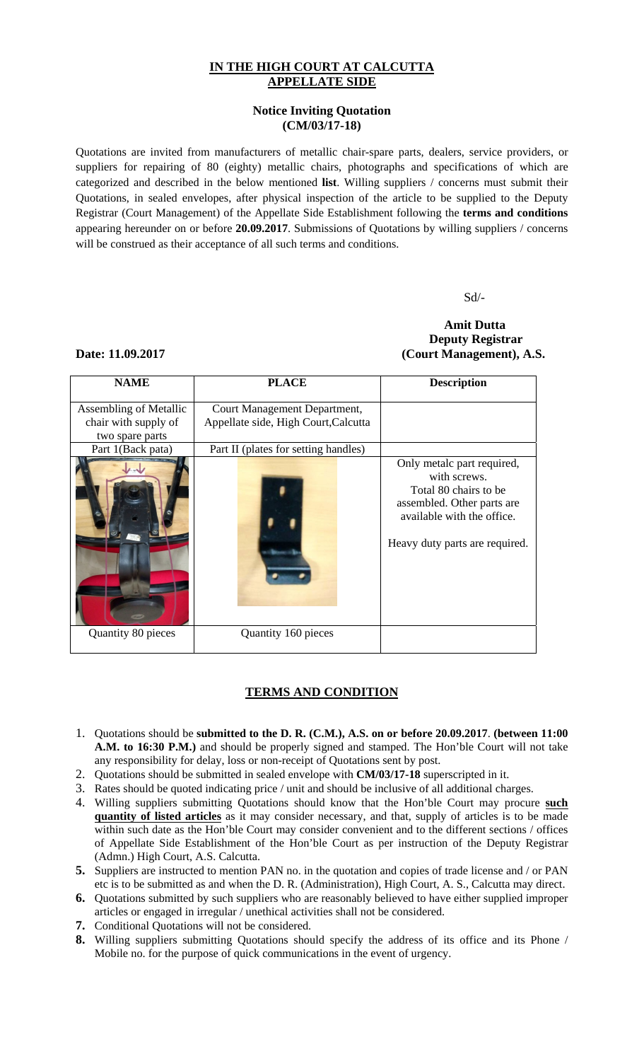# IN THE HIGH COURT AT CALCUTTA
## APPELLATE SIDE

### Notice Inviting Quotation
### (CM/03/17-18)

Quotations are invited from manufacturers of metallic chair-spare parts, dealers, service providers, or suppliers for repairing of 80 (eighty) metallic chairs, photographs and specifications of which are categorized and described in the below mentioned **list**. Willing suppliers / concerns must submit their Quotations, in sealed envelopes, after physical inspection of the article to be supplied to the Deputy Registrar (Court Management) of the Appellate Side Establishment following the **terms and conditions** appearing hereunder on or before **20.09.2017**. Submissions of Quotations by willing suppliers / concerns will be construed as their acceptance of all such terms and conditions.

Sd/-

**Amit Dutta**
**Deputy Registrar**
**(Court Management), A.S.**

**Date: 11.09.2017**

| NAME | PLACE | Description |
|---|---|---|
| Assembling of Metallic chair with supply of two spare parts | Court Management Department, Appellate side, High Court,Calcutta | |
| Part 1(Back pata) | Part II (plates for setting handles) | |
| | | Only metalc part required, with screws. Total 80 chairs to be assembled. Other parts are available with the office. Heavy duty parts are required. |
| Quantity 80 pieces | Quantity 160 pieces | |

## TERMS AND CONDITION

1. Quotations should be **submitted to the D. R. (C.M.), A.S. on or before 20.09.2017**. **(between 11:00 A.M. to 16:30 P.M.)** and should be properly signed and stamped. The Hon'ble Court will not take any responsibility for delay, loss or non-receipt of Quotations sent by post.
2. Quotations should be submitted in sealed envelope with **CM/03/17-18** superscripted in it.
3. Rates should be quoted indicating price / unit and should be inclusive of all additional charges.
4. Willing suppliers submitting Quotations should know that the Hon'ble Court may procure **such quantity of listed articles** as it may consider necessary, and that, supply of articles is to be made within such date as the Hon'ble Court may consider convenient and to the different sections / offices of Appellate Side Establishment of the Hon'ble Court as per instruction of the Deputy Registrar (Admn.) High Court, A.S. Calcutta.
5. Suppliers are instructed to mention PAN no. in the quotation and copies of trade license and / or PAN etc is to be submitted as and when the D. R. (Administration), High Court, A. S., Calcutta may direct.
6. Quotations submitted by such suppliers who are reasonably believed to have either supplied improper articles or engaged in irregular / unethical activities shall not be considered.
7. Conditional Quotations will not be considered.
8. Willing suppliers submitting Quotations should specify the address of its office and its Phone / Mobile no. for the purpose of quick communications in the event of urgency.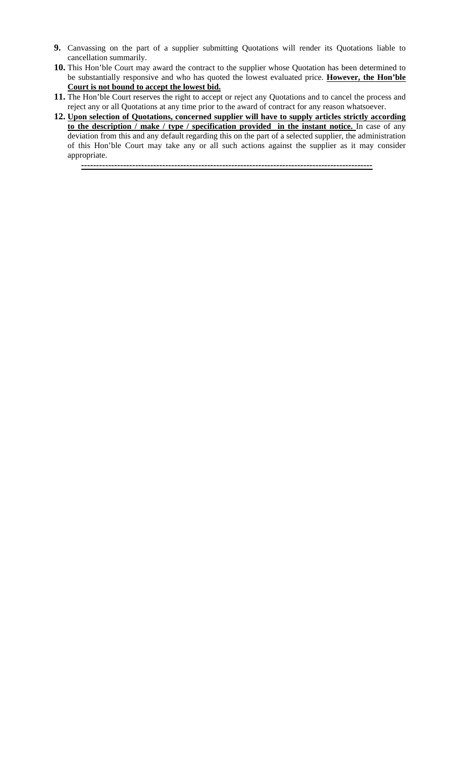9. Canvassing on the part of a supplier submitting Quotations will render its Quotations liable to cancellation summarily.
10. This Hon'ble Court may award the contract to the supplier whose Quotation has been determined to be substantially responsive and who has quoted the lowest evaluated price. **<u>However, the Hon'ble Court is not bound to accept the lowest bid.</u>**
11. The Hon'ble Court reserves the right to accept or reject any Quotations and to cancel the process and reject any or all Quotations at any time prior to the award of contract for any reason whatsoever.
12. **<u>Upon selection of Quotations, concerned supplier will have to supply articles strictly according to the description / make / type / specification provided in the instant notice.</u>** In case of any deviation from this and any default regarding this on the part of a selected supplier, the administration of this Hon'ble Court may take any or all such actions against the supplier as it may consider appropriate.

---